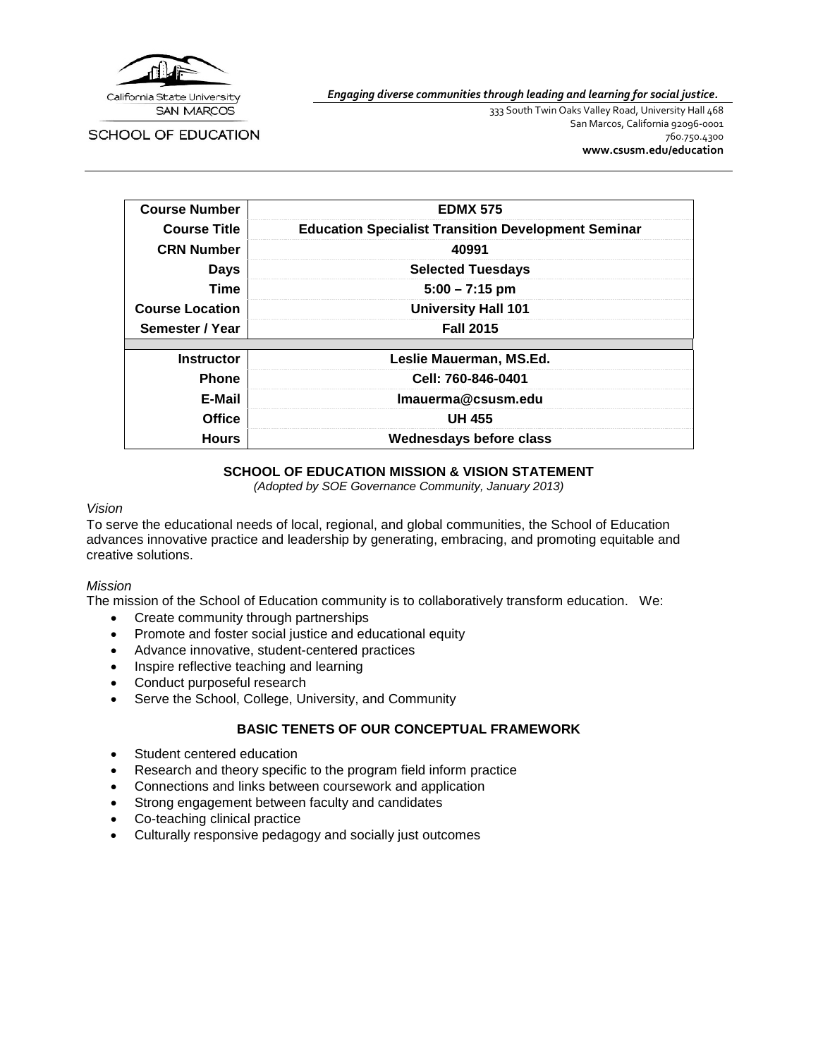California State University SAN MARCOS

SCHOOL OF EDUCATION

*Engaging diverse communities through leading and learning for social justice.*

333 South Twin Oaks Valley Road, University Hall 468
San Marcos, California 92096-0001
760.750.4300
**www.csusm.edu/education**

| | |
|---|---|
| **Course Number** | **EDMX 575** |
| **Course Title** | **Education Specialist Transition Development Seminar** |
| **CRN Number** | **40991** |
| **Days** | **Selected Tuesdays** |
| **Time** | **5:00 – 7:15 pm** |
| **Course Location** | **University Hall 101** |
| **Semester / Year** | **Fall 2015** |
| **Instructor** | **Leslie Mauerman, MS.Ed.** |
| **Phone** | **Cell: 760-846-0401** |
| **E-Mail** | **lmauerma@csusm.edu** |
| **Office** | **UH 455** |
| **Hours** | **Wednesdays before class** |

## SCHOOL OF EDUCATION MISSION & VISION STATEMENT

*(Adopted by SOE Governance Community, January 2013)*

*Vision*

To serve the educational needs of local, regional, and global communities, the School of Education advances innovative practice and leadership by generating, embracing, and promoting equitable and creative solutions.

*Mission*

The mission of the School of Education community is to collaboratively transform education. We:

- Create community through partnerships
- Promote and foster social justice and educational equity
- Advance innovative, student-centered practices
- Inspire reflective teaching and learning
- Conduct purposeful research
- Serve the School, College, University, and Community

## BASIC TENETS OF OUR CONCEPTUAL FRAMEWORK

- Student centered education
- Research and theory specific to the program field inform practice
- Connections and links between coursework and application
- Strong engagement between faculty and candidates
- Co-teaching clinical practice
- Culturally responsive pedagogy and socially just outcomes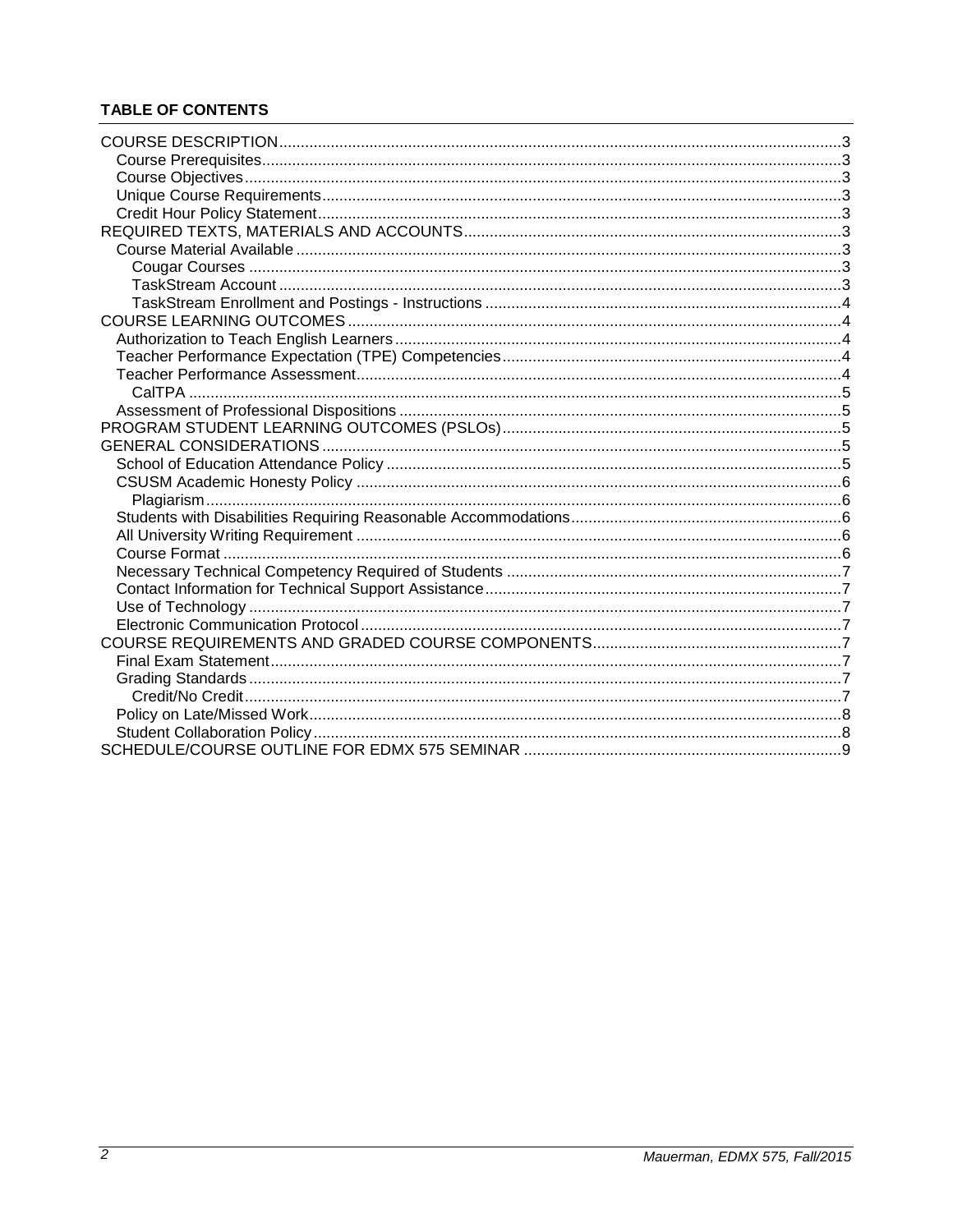**TABLE OF CONTENTS**

COURSE DESCRIPTION........3
- Course Prerequisites........3
- Course Objectives........3
- Unique Course Requirements........3
- Credit Hour Policy Statement........3

REQUIRED TEXTS, MATERIALS AND ACCOUNTS........3
- Course Material Available........3
  - Cougar Courses........3
  - TaskStream Account........3
  - TaskStream Enrollment and Postings - Instructions........4

COURSE LEARNING OUTCOMES........4
- Authorization to Teach English Learners........4
- Teacher Performance Expectation (TPE) Competencies........4
- Teacher Performance Assessment........4
  - CalTPA........5
- Assessment of Professional Dispositions........5

PROGRAM STUDENT LEARNING OUTCOMES (PSLOs)........5

GENERAL CONSIDERATIONS........5
- School of Education Attendance Policy........5
- CSUSM Academic Honesty Policy........6
  - Plagiarism........6
- Students with Disabilities Requiring Reasonable Accommodations........6
- All University Writing Requirement........6
- Course Format........6
- Necessary Technical Competency Required of Students........7
- Contact Information for Technical Support Assistance........7
- Use of Technology........7
- Electronic Communication Protocol........7

COURSE REQUIREMENTS AND GRADED COURSE COMPONENTS........7
- Final Exam Statement........7
- Grading Standards........7
  - Credit/No Credit........7
- Policy on Late/Missed Work........8
- Student Collaboration Policy........8

SCHEDULE/COURSE OUTLINE FOR EDMX 575 SEMINAR........9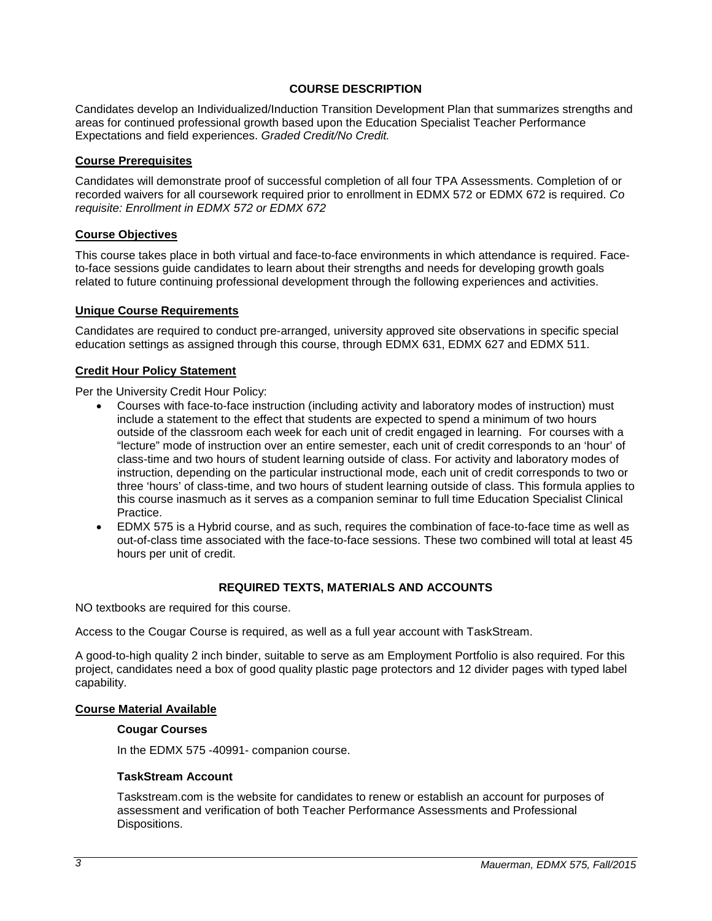## COURSE DESCRIPTION

Candidates develop an Individualized/Induction Transition Development Plan that summarizes strengths and areas for continued professional growth based upon the Education Specialist Teacher Performance Expectations and field experiences. *Graded Credit/No Credit.*

### Course Prerequisites

Candidates will demonstrate proof of successful completion of all four TPA Assessments. Completion of or recorded waivers for all coursework required prior to enrollment in EDMX 572 or EDMX 672 is required. *Co requisite: Enrollment in EDMX 572 or EDMX 672*

### Course Objectives

This course takes place in both virtual and face-to-face environments in which attendance is required. Face-to-face sessions guide candidates to learn about their strengths and needs for developing growth goals related to future continuing professional development through the following experiences and activities.

### Unique Course Requirements

Candidates are required to conduct pre-arranged, university approved site observations in specific special education settings as assigned through this course, through EDMX 631, EDMX 627 and EDMX 511.

### Credit Hour Policy Statement

Per the University Credit Hour Policy:

- Courses with face-to-face instruction (including activity and laboratory modes of instruction) must include a statement to the effect that students are expected to spend a minimum of two hours outside of the classroom each week for each unit of credit engaged in learning. For courses with a "lecture" mode of instruction over an entire semester, each unit of credit corresponds to an 'hour' of class-time and two hours of student learning outside of class. For activity and laboratory modes of instruction, depending on the particular instructional mode, each unit of credit corresponds to two or three 'hours' of class-time, and two hours of student learning outside of class. This formula applies to this course inasmuch as it serves as a companion seminar to full time Education Specialist Clinical Practice.
- EDMX 575 is a Hybrid course, and as such, requires the combination of face-to-face time as well as out-of-class time associated with the face-to-face sessions. These two combined will total at least 45 hours per unit of credit.

## REQUIRED TEXTS, MATERIALS AND ACCOUNTS

NO textbooks are required for this course.

Access to the Cougar Course is required, as well as a full year account with TaskStream.

A good-to-high quality 2 inch binder, suitable to serve as am Employment Portfolio is also required. For this project, candidates need a box of good quality plastic page protectors and 12 divider pages with typed label capability.

### Course Material Available

**Cougar Courses**

In the EDMX 575 -40991- companion course.

**TaskStream Account**

Taskstream.com is the website for candidates to renew or establish an account for purposes of assessment and verification of both Teacher Performance Assessments and Professional Dispositions.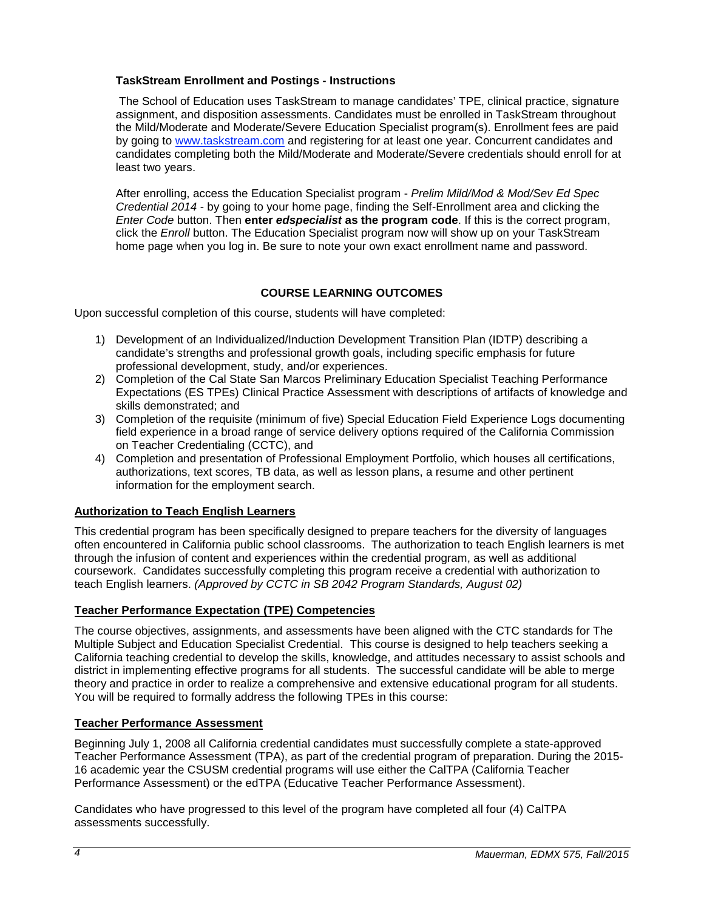### TaskStream Enrollment and Postings - Instructions

The School of Education uses TaskStream to manage candidates' TPE, clinical practice, signature assignment, and disposition assessments. Candidates must be enrolled in TaskStream throughout the Mild/Moderate and Moderate/Severe Education Specialist program(s). Enrollment fees are paid by going to www.taskstream.com and registering for at least one year. Concurrent candidates and candidates completing both the Mild/Moderate and Moderate/Severe credentials should enroll for at least two years.

After enrolling, access the Education Specialist program - *Prelim Mild/Mod & Mod/Sev Ed Spec Credential 2014* - by going to your home page, finding the Self-Enrollment area and clicking the *Enter Code* button. Then **enter *edspecialist* as the program code**. If this is the correct program, click the *Enroll* button. The Education Specialist program now will show up on your TaskStream home page when you log in. Be sure to note your own exact enrollment name and password.

## COURSE LEARNING OUTCOMES

Upon successful completion of this course, students will have completed:

1) Development of an Individualized/Induction Development Transition Plan (IDTP) describing a candidate's strengths and professional growth goals, including specific emphasis for future professional development, study, and/or experiences.
2) Completion of the Cal State San Marcos Preliminary Education Specialist Teaching Performance Expectations (ES TPEs) Clinical Practice Assessment with descriptions of artifacts of knowledge and skills demonstrated; and
3) Completion of the requisite (minimum of five) Special Education Field Experience Logs documenting field experience in a broad range of service delivery options required of the California Commission on Teacher Credentialing (CCTC), and
4) Completion and presentation of Professional Employment Portfolio, which houses all certifications, authorizations, text scores, TB data, as well as lesson plans, a resume and other pertinent information for the employment search.

### Authorization to Teach English Learners

This credential program has been specifically designed to prepare teachers for the diversity of languages often encountered in California public school classrooms. The authorization to teach English learners is met through the infusion of content and experiences within the credential program, as well as additional coursework. Candidates successfully completing this program receive a credential with authorization to teach English learners. *(Approved by CCTC in SB 2042 Program Standards, August 02)*

### Teacher Performance Expectation (TPE) Competencies

The course objectives, assignments, and assessments have been aligned with the CTC standards for The Multiple Subject and Education Specialist Credential. This course is designed to help teachers seeking a California teaching credential to develop the skills, knowledge, and attitudes necessary to assist schools and district in implementing effective programs for all students. The successful candidate will be able to merge theory and practice in order to realize a comprehensive and extensive educational program for all students. You will be required to formally address the following TPEs in this course:

### Teacher Performance Assessment

Beginning July 1, 2008 all California credential candidates must successfully complete a state-approved Teacher Performance Assessment (TPA), as part of the credential program of preparation. During the 2015-16 academic year the CSUSM credential programs will use either the CalTPA (California Teacher Performance Assessment) or the edTPA (Educative Teacher Performance Assessment).

Candidates who have progressed to this level of the program have completed all four (4) CalTPA assessments successfully.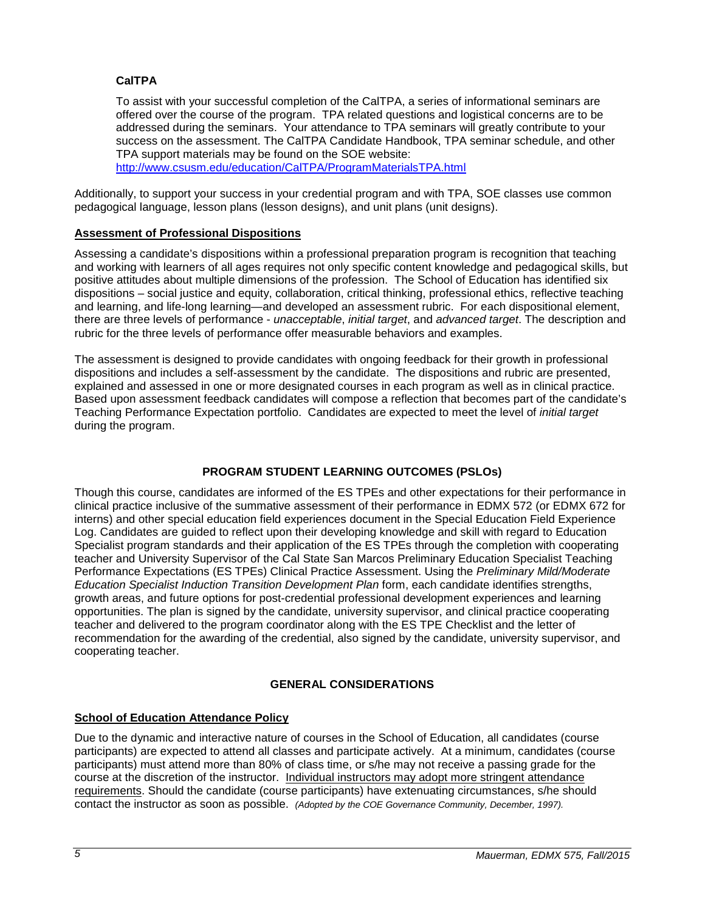**CalTPA**

To assist with your successful completion of the CalTPA, a series of informational seminars are offered over the course of the program. TPA related questions and logistical concerns are to be addressed during the seminars. Your attendance to TPA seminars will greatly contribute to your success on the assessment. The CalTPA Candidate Handbook, TPA seminar schedule, and other TPA support materials may be found on the SOE website: http://www.csusm.edu/education/CalTPA/ProgramMaterialsTPA.html

Additionally, to support your success in your credential program and with TPA, SOE classes use common pedagogical language, lesson plans (lesson designs), and unit plans (unit designs).

**Assessment of Professional Dispositions**

Assessing a candidate's dispositions within a professional preparation program is recognition that teaching and working with learners of all ages requires not only specific content knowledge and pedagogical skills, but positive attitudes about multiple dimensions of the profession. The School of Education has identified six dispositions – social justice and equity, collaboration, critical thinking, professional ethics, reflective teaching and learning, and life-long learning—and developed an assessment rubric. For each dispositional element, there are three levels of performance - *unacceptable*, *initial target*, and *advanced target*. The description and rubric for the three levels of performance offer measurable behaviors and examples.

The assessment is designed to provide candidates with ongoing feedback for their growth in professional dispositions and includes a self-assessment by the candidate. The dispositions and rubric are presented, explained and assessed in one or more designated courses in each program as well as in clinical practice. Based upon assessment feedback candidates will compose a reflection that becomes part of the candidate's Teaching Performance Expectation portfolio. Candidates are expected to meet the level of *initial target* during the program.

## PROGRAM STUDENT LEARNING OUTCOMES (PSLOs)

Though this course, candidates are informed of the ES TPEs and other expectations for their performance in clinical practice inclusive of the summative assessment of their performance in EDMX 572 (or EDMX 672 for interns) and other special education field experiences document in the Special Education Field Experience Log. Candidates are guided to reflect upon their developing knowledge and skill with regard to Education Specialist program standards and their application of the ES TPEs through the completion with cooperating teacher and University Supervisor of the Cal State San Marcos Preliminary Education Specialist Teaching Performance Expectations (ES TPEs) Clinical Practice Assessment. Using the *Preliminary Mild/Moderate Education Specialist Induction Transition Development Plan* form, each candidate identifies strengths, growth areas, and future options for post-credential professional development experiences and learning opportunities. The plan is signed by the candidate, university supervisor, and clinical practice cooperating teacher and delivered to the program coordinator along with the ES TPE Checklist and the letter of recommendation for the awarding of the credential, also signed by the candidate, university supervisor, and cooperating teacher.

## GENERAL CONSIDERATIONS

**School of Education Attendance Policy**

Due to the dynamic and interactive nature of courses in the School of Education, all candidates (course participants) are expected to attend all classes and participate actively. At a minimum, candidates (course participants) must attend more than 80% of class time, or s/he may not receive a passing grade for the course at the discretion of the instructor. Individual instructors may adopt more stringent attendance requirements. Should the candidate (course participants) have extenuating circumstances, s/he should contact the instructor as soon as possible. *(Adopted by the COE Governance Community, December, 1997).*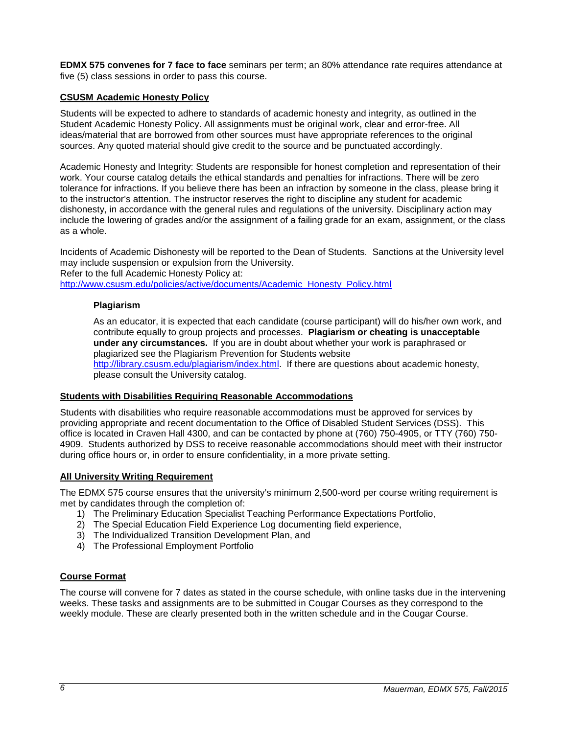**EDMX 575 convenes for 7 face to face** seminars per term; an 80% attendance rate requires attendance at five (5) class sessions in order to pass this course.

## CSUSM Academic Honesty Policy

Students will be expected to adhere to standards of academic honesty and integrity, as outlined in the Student Academic Honesty Policy. All assignments must be original work, clear and error-free. All ideas/material that are borrowed from other sources must have appropriate references to the original sources. Any quoted material should give credit to the source and be punctuated accordingly.

Academic Honesty and Integrity: Students are responsible for honest completion and representation of their work. Your course catalog details the ethical standards and penalties for infractions. There will be zero tolerance for infractions. If you believe there has been an infraction by someone in the class, please bring it to the instructor's attention. The instructor reserves the right to discipline any student for academic dishonesty, in accordance with the general rules and regulations of the university. Disciplinary action may include the lowering of grades and/or the assignment of a failing grade for an exam, assignment, or the class as a whole.

Incidents of Academic Dishonesty will be reported to the Dean of Students. Sanctions at the University level may include suspension or expulsion from the University.
Refer to the full Academic Honesty Policy at:
http://www.csusm.edu/policies/active/documents/Academic_Honesty_Policy.html

### Plagiarism

As an educator, it is expected that each candidate (course participant) will do his/her own work, and contribute equally to group projects and processes. **Plagiarism or cheating is unacceptable under any circumstances.** If you are in doubt about whether your work is paraphrased or plagiarized see the Plagiarism Prevention for Students website http://library.csusm.edu/plagiarism/index.html. If there are questions about academic honesty, please consult the University catalog.

## Students with Disabilities Requiring Reasonable Accommodations

Students with disabilities who require reasonable accommodations must be approved for services by providing appropriate and recent documentation to the Office of Disabled Student Services (DSS). This office is located in Craven Hall 4300, and can be contacted by phone at (760) 750-4905, or TTY (760) 750-4909. Students authorized by DSS to receive reasonable accommodations should meet with their instructor during office hours or, in order to ensure confidentiality, in a more private setting.

## All University Writing Requirement

The EDMX 575 course ensures that the university's minimum 2,500-word per course writing requirement is met by candidates through the completion of:

1) The Preliminary Education Specialist Teaching Performance Expectations Portfolio,
2) The Special Education Field Experience Log documenting field experience,
3) The Individualized Transition Development Plan, and
4) The Professional Employment Portfolio

## Course Format

The course will convene for 7 dates as stated in the course schedule, with online tasks due in the intervening weeks. These tasks and assignments are to be submitted in Cougar Courses as they correspond to the weekly module. These are clearly presented both in the written schedule and in the Cougar Course.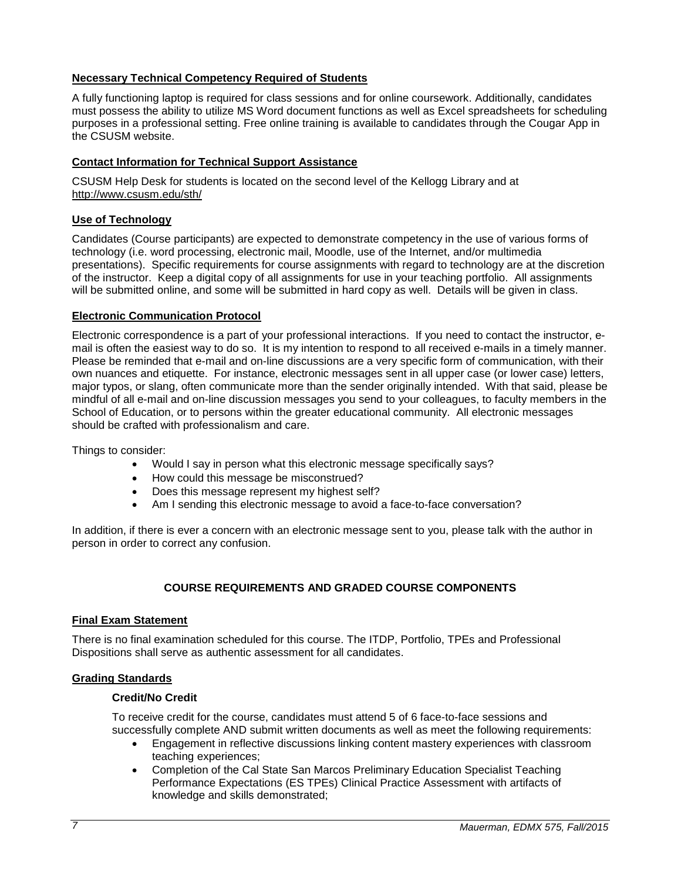**Necessary Technical Competency Required of Students**

A fully functioning laptop is required for class sessions and for online coursework. Additionally, candidates must possess the ability to utilize MS Word document functions as well as Excel spreadsheets for scheduling purposes in a professional setting. Free online training is available to candidates through the Cougar App in the CSUSM website.

**Contact Information for Technical Support Assistance**

CSUSM Help Desk for students is located on the second level of the Kellogg Library and at http://www.csusm.edu/sth/

**Use of Technology**

Candidates (Course participants) are expected to demonstrate competency in the use of various forms of technology (i.e. word processing, electronic mail, Moodle, use of the Internet, and/or multimedia presentations). Specific requirements for course assignments with regard to technology are at the discretion of the instructor. Keep a digital copy of all assignments for use in your teaching portfolio. All assignments will be submitted online, and some will be submitted in hard copy as well. Details will be given in class.

**Electronic Communication Protocol**

Electronic correspondence is a part of your professional interactions. If you need to contact the instructor, e-mail is often the easiest way to do so. It is my intention to respond to all received e-mails in a timely manner. Please be reminded that e-mail and on-line discussions are a very specific form of communication, with their own nuances and etiquette. For instance, electronic messages sent in all upper case (or lower case) letters, major typos, or slang, often communicate more than the sender originally intended. With that said, please be mindful of all e-mail and on-line discussion messages you send to your colleagues, to faculty members in the School of Education, or to persons within the greater educational community. All electronic messages should be crafted with professionalism and care.

Things to consider:

- Would I say in person what this electronic message specifically says?
- How could this message be misconstrued?
- Does this message represent my highest self?
- Am I sending this electronic message to avoid a face-to-face conversation?

In addition, if there is ever a concern with an electronic message sent to you, please talk with the author in person in order to correct any confusion.

## COURSE REQUIREMENTS AND GRADED COURSE COMPONENTS

**Final Exam Statement**

There is no final examination scheduled for this course. The ITDP, Portfolio, TPEs and Professional Dispositions shall serve as authentic assessment for all candidates.

**Grading Standards**

**Credit/No Credit**

To receive credit for the course, candidates must attend 5 of 6 face-to-face sessions and successfully complete AND submit written documents as well as meet the following requirements:

- Engagement in reflective discussions linking content mastery experiences with classroom teaching experiences;
- Completion of the Cal State San Marcos Preliminary Education Specialist Teaching Performance Expectations (ES TPEs) Clinical Practice Assessment with artifacts of knowledge and skills demonstrated;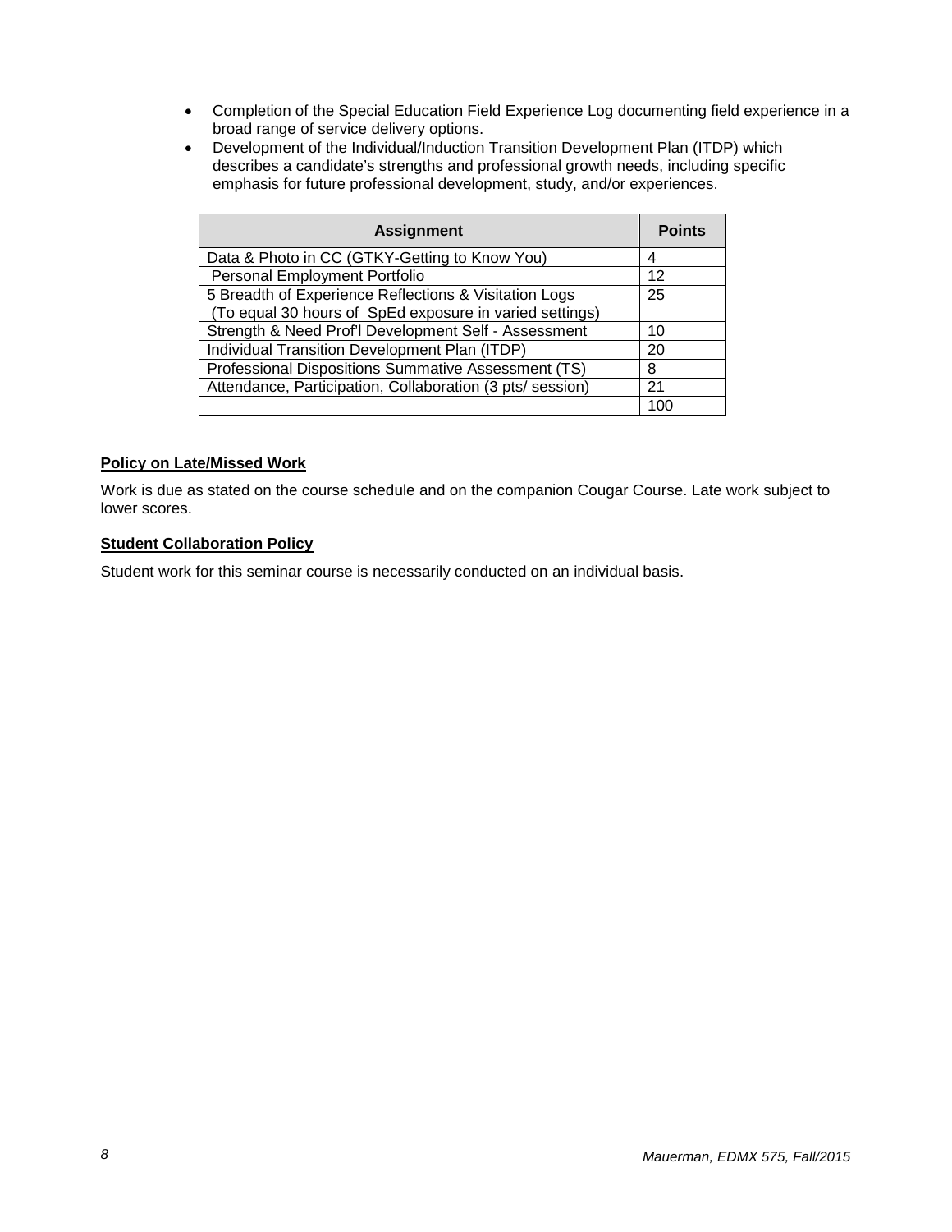- Completion of the Special Education Field Experience Log documenting field experience in a broad range of service delivery options.
- Development of the Individual/Induction Transition Development Plan (ITDP) which describes a candidate's strengths and professional growth needs, including specific emphasis for future professional development, study, and/or experiences.

| Assignment | Points |
| --- | --- |
| Data & Photo in CC (GTKY-Getting to Know You) | 4 |
| Personal Employment Portfolio | 12 |
| 5 Breadth of Experience Reflections & Visitation Logs (To equal 30 hours of SpEd exposure in varied settings) | 25 |
| Strength & Need Prof'l Development Self - Assessment | 10 |
| Individual Transition Development Plan (ITDP) | 20 |
| Professional Dispositions Summative Assessment (TS) | 8 |
| Attendance, Participation, Collaboration (3 pts/ session) | 21 |
| | 100 |

**Policy on Late/Missed Work**

Work is due as stated on the course schedule and on the companion Cougar Course. Late work subject to lower scores.

**Student Collaboration Policy**

Student work for this seminar course is necessarily conducted on an individual basis.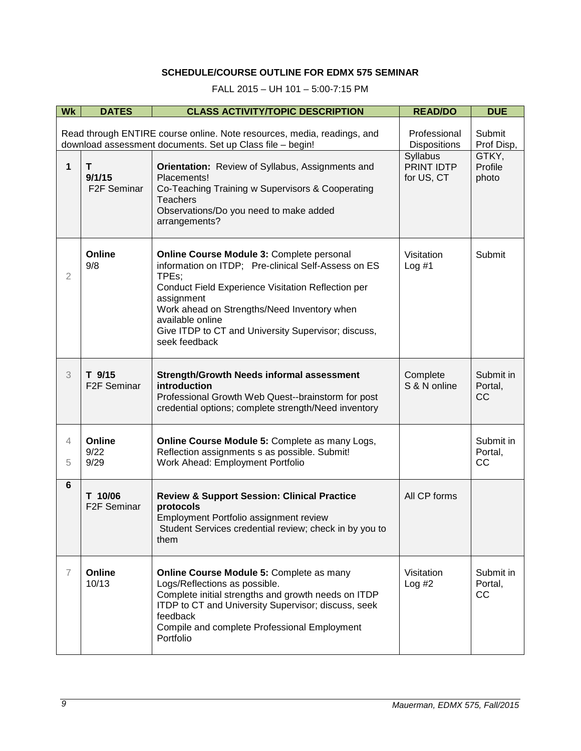**SCHEDULE/COURSE OUTLINE FOR EDMX 575 SEMINAR**

FALL 2015 – UH 101 – 5:00-7:15 PM

| Wk | DATES | CLASS ACTIVITY/TOPIC DESCRIPTION | READ/DO | DUE |
|---|---|---|---|---|
| | | Read through ENTIRE course online. Note resources, media, readings, and download assessment documents. Set up Class file – begin! | Professional Dispositions | Submit Prof Disp, |
| **1** | **T 9/1/15** F2F Seminar | **Orientation:** Review of Syllabus, Assignments and Placements! Co-Teaching Training w Supervisors & Cooperating Teachers Observations/Do you need to make added arrangements? | Syllabus PRINT IDTP for US, CT | GTKY, Profile photo |
| 2 | **Online** 9/8 | **Online Course Module 3:** Complete personal information on ITDP; Pre-clinical Self-Assess on ES TPEs; Conduct Field Experience Visitation Reflection per assignment Work ahead on Strengths/Need Inventory when available online Give ITDP to CT and University Supervisor; discuss, seek feedback | Visitation Log #1 | Submit |
| 3 | **T 9/15** F2F Seminar | **Strength/Growth Needs informal assessment introduction** Professional Growth Web Quest--brainstorm for post credential options; complete strength/Need inventory | Complete S & N online | Submit in Portal, CC |
| 4 5 | **Online** 9/22 9/29 | **Online Course Module 5:** Complete as many Logs, Reflection assignments s as possible. Submit! Work Ahead: Employment Portfolio | | Submit in Portal, CC |
| **6** | **T 10/06** F2F Seminar | **Review & Support Session: Clinical Practice protocols** Employment Portfolio assignment review Student Services credential review; check in by you to them | All CP forms | |
| 7 | **Online** 10/13 | **Online Course Module 5:** Complete as many Logs/Reflections as possible. Complete initial strengths and growth needs on ITDP ITDP to CT and University Supervisor; discuss, seek feedback Compile and complete Professional Employment Portfolio | Visitation Log #2 | Submit in Portal, CC |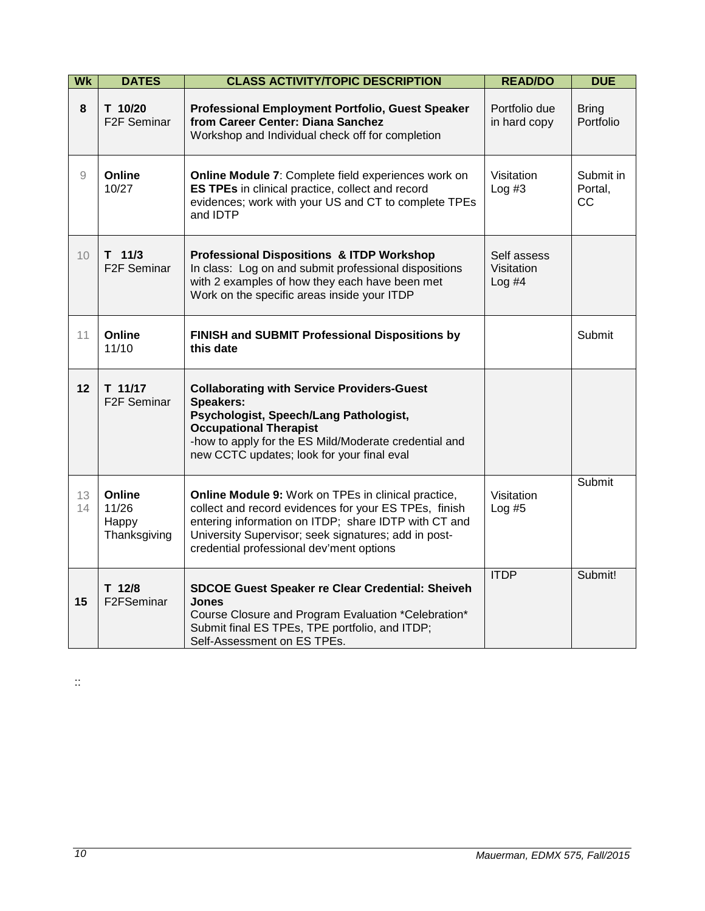| Wk | DATES | CLASS ACTIVITY/TOPIC DESCRIPTION | READ/DO | DUE |
|---|---|---|---|---|
| **8** | **T 10/20** F2F Seminar | **Professional Employment Portfolio, Guest Speaker from Career Center: Diana Sanchez** Workshop and Individual check off for completion | Portfolio due in hard copy | Bring Portfolio |
| 9 | **Online** 10/27 | **Online Module 7**: Complete field experiences work on **ES TPEs** in clinical practice, collect and record evidences; work with your US and CT to complete TPEs and IDTP | Visitation Log #3 | Submit in Portal, CC |
| 10 | **T 11/3** F2F Seminar | **Professional Dispositions & ITDP Workshop** In class: Log on and submit professional dispositions with 2 examples of how they each have been met Work on the specific areas inside your ITDP | Self assess Visitation Log #4 | |
| 11 | **Online** 11/10 | **FINISH and SUBMIT Professional Dispositions by this date** | | Submit |
| **12** | **T 11/17** F2F Seminar | **Collaborating with Service Providers-Guest Speakers: Psychologist, Speech/Lang Pathologist, Occupational Therapist** -how to apply for the ES Mild/Moderate credential and new CCTC updates; look for your final eval | | |
| 13 14 | **Online** 11/26 Happy Thanksgiving | **Online Module 9:** Work on TPEs in clinical practice, collect and record evidences for your ES TPEs, finish entering information on ITDP; share IDTP with CT and University Supervisor; seek signatures; add in post-credential professional dev'ment options | Visitation Log #5 | Submit |
| **15** | **T 12/8** F2FSeminar | **SDCOE Guest Speaker re Clear Credential: Sheiveh Jones** Course Closure and Program Evaluation *Celebration* Submit final ES TPEs, TPE portfolio, and ITDP; Self-Assessment on ES TPEs. | ITDP | Submit! |

::